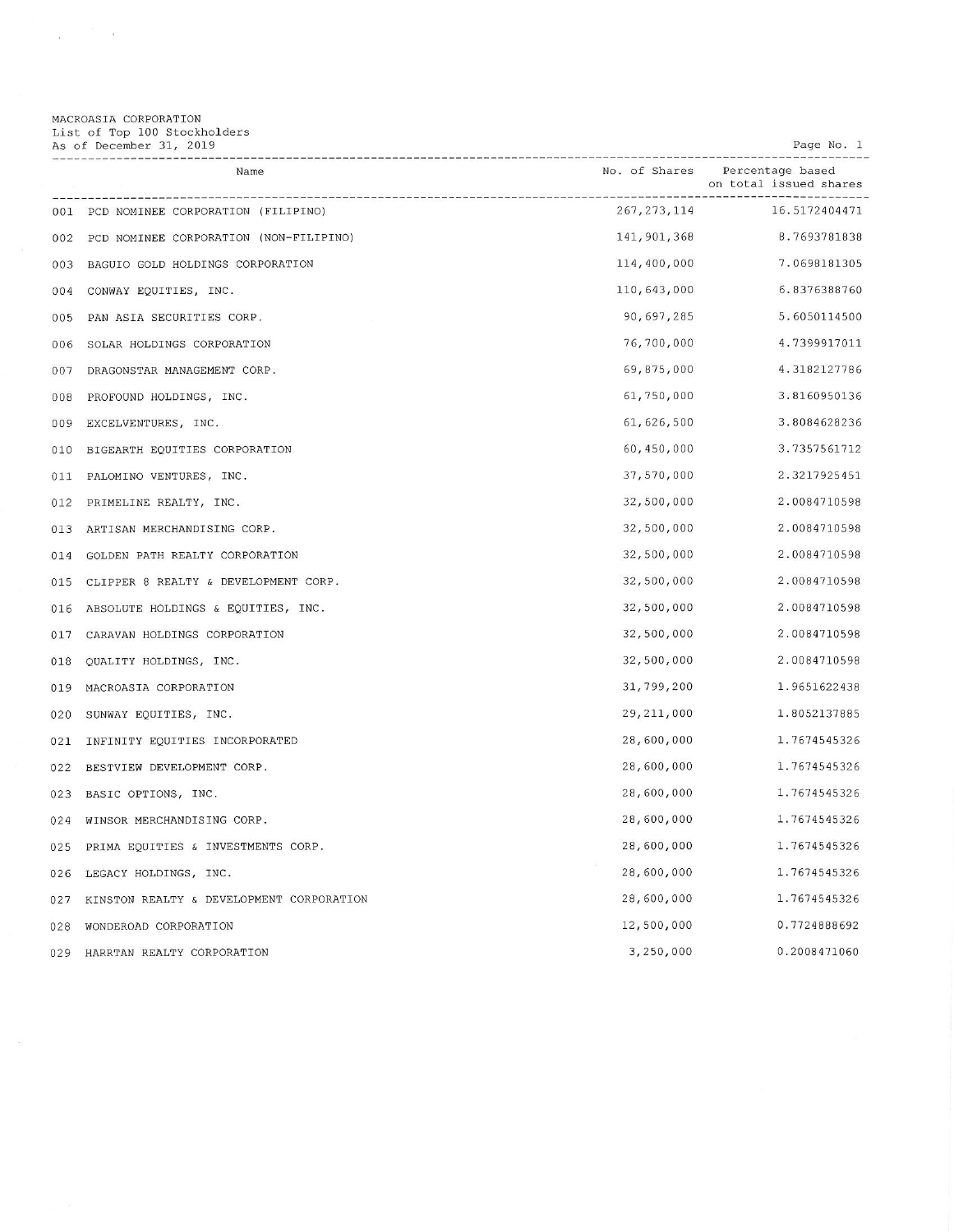MACROASIA CORPORATION
List of Top 100 Stockholders
As of December 31, 2019

| | Name | No. of Shares | Percentage based on total issued shares |
|---|---|---|---|
| 001 | PCD NOMINEE CORPORATION (FILIPINO) | 267,273,114 | 16.5172404471 |
| 002 | PCD NOMINEE CORPORATION (NON-FILIPINO) | 141,901,368 | 8.7693781838 |
| 003 | BAGUIO GOLD HOLDINGS CORPORATION | 114,400,000 | 7.0698181305 |
| 004 | CONWAY EQUITIES, INC. | 110,643,000 | 6.8376388760 |
| 005 | PAN ASIA SECURITIES CORP. | 90,697,285 | 5.6050114500 |
| 006 | SOLAR HOLDINGS CORPORATION | 76,700,000 | 4.7399917011 |
| 007 | DRAGONSTAR MANAGEMENT CORP. | 69,875,000 | 4.3182127786 |
| 008 | PROFOUND HOLDINGS, INC. | 61,750,000 | 3.8160950136 |
| 009 | EXCELVENTURES, INC. | 61,626,500 | 3.8084628236 |
| 010 | BIGEARTH EQUITIES CORPORATION | 60,450,000 | 3.7357561712 |
| 011 | PALOMINO VENTURES, INC. | 37,570,000 | 2.3217925451 |
| 012 | PRIMELINE REALTY, INC. | 32,500,000 | 2.0084710598 |
| 013 | ARTISAN MERCHANDISING CORP. | 32,500,000 | 2.0084710598 |
| 014 | GOLDEN PATH REALTY CORPORATION | 32,500,000 | 2.0084710598 |
| 015 | CLIPPER 8 REALTY & DEVELOPMENT CORP. | 32,500,000 | 2.0084710598 |
| 016 | ABSOLUTE HOLDINGS & EQUITIES, INC. | 32,500,000 | 2.0084710598 |
| 017 | CARAVAN HOLDINGS CORPORATION | 32,500,000 | 2.0084710598 |
| 018 | QUALITY HOLDINGS, INC. | 32,500,000 | 2.0084710598 |
| 019 | MACROASIA CORPORATION | 31,799,200 | 1.9651622438 |
| 020 | SUNWAY EQUITIES, INC. | 29,211,000 | 1.8052137885 |
| 021 | INFINITY EQUITIES INCORPORATED | 28,600,000 | 1.7674545326 |
| 022 | BESTVIEW DEVELOPMENT CORP. | 28,600,000 | 1.7674545326 |
| 023 | BASIC OPTIONS, INC. | 28,600,000 | 1.7674545326 |
| 024 | WINSOR MERCHANDISING CORP. | 28,600,000 | 1.7674545326 |
| 025 | PRIMA EQUITIES & INVESTMENTS CORP. | 28,600,000 | 1.7674545326 |
| 026 | LEGACY HOLDINGS, INC. | 28,600,000 | 1.7674545326 |
| 027 | KINSTON REALTY & DEVELOPMENT CORPORATION | 28,600,000 | 1.7674545326 |
| 028 | WONDEROAD CORPORATION | 12,500,000 | 0.7724888692 |
| 029 | HARRTAN REALTY CORPORATION | 3,250,000 | 0.2008471060 |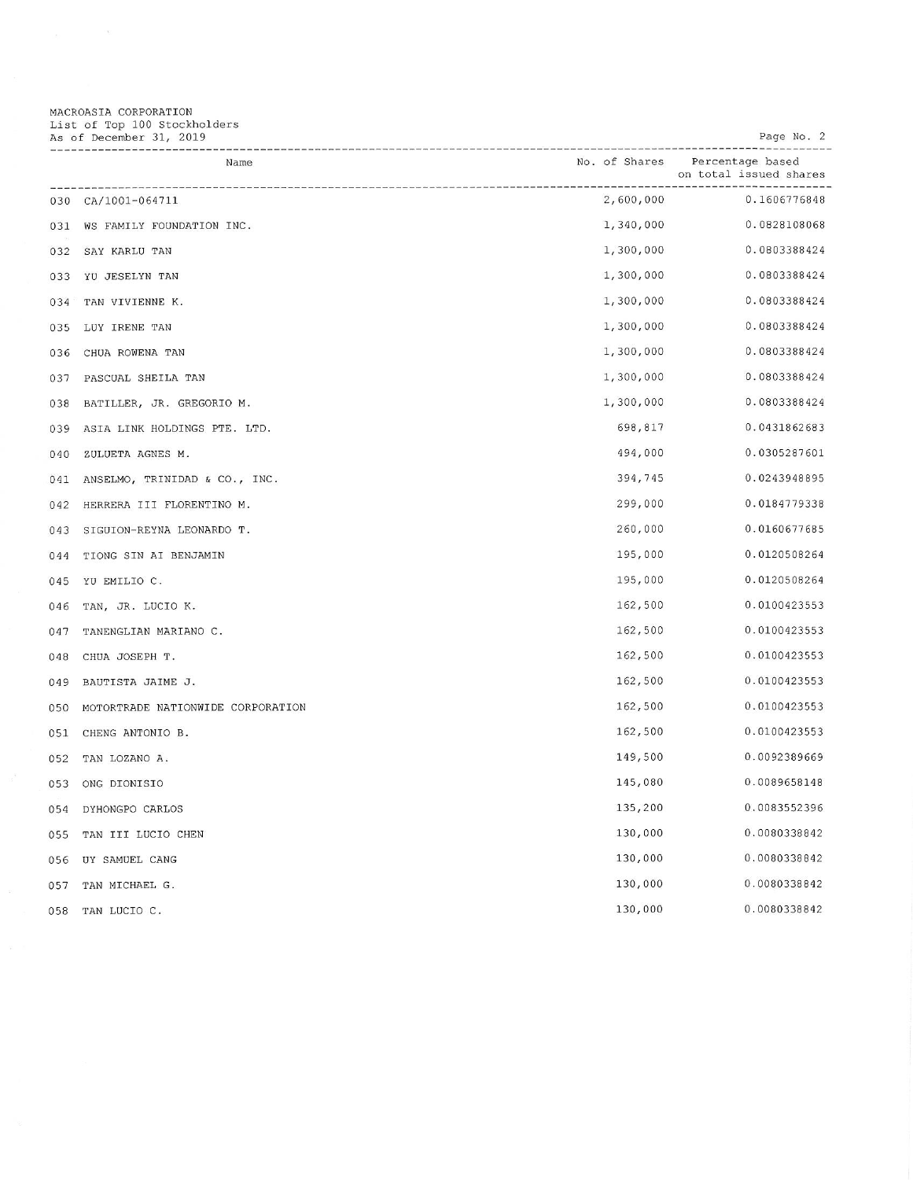MACROASIA CORPORATION
List of Top 100 Stockholders
As of December 31, 2019

| | Name | No. of Shares | Percentage based on total issued shares |
|---|---|---|---|
| 030 | CA/1001-064711 | 2,600,000 | 0.1606776848 |
| 031 | WS FAMILY FOUNDATION INC. | 1,340,000 | 0.0828108068 |
| 032 | SAY KARLU TAN | 1,300,000 | 0.0803388424 |
| 033 | YU JESELYN TAN | 1,300,000 | 0.0803388424 |
| 034 | TAN VIVIENNE K. | 1,300,000 | 0.0803388424 |
| 035 | LUY IRENE TAN | 1,300,000 | 0.0803388424 |
| 036 | CHUA ROWENA TAN | 1,300,000 | 0.0803388424 |
| 037 | PASCUAL SHEILA TAN | 1,300,000 | 0.0803388424 |
| 038 | BATILLER, JR. GREGORIO M. | 1,300,000 | 0.0803388424 |
| 039 | ASIA LINK HOLDINGS PTE. LTD. | 698,817 | 0.0431862683 |
| 040 | ZULUETA AGNES M. | 494,000 | 0.0305287601 |
| 041 | ANSELMO, TRINIDAD & CO., INC. | 394,745 | 0.0243948895 |
| 042 | HERRERA III FLORENTINO M. | 299,000 | 0.0184779338 |
| 043 | SIGUION-REYNA LEONARDO T. | 260,000 | 0.0160677685 |
| 044 | TIONG SIN AI BENJAMIN | 195,000 | 0.0120508264 |
| 045 | YU EMILIO C. | 195,000 | 0.0120508264 |
| 046 | TAN, JR. LUCIO K. | 162,500 | 0.0100423553 |
| 047 | TANENGLIAN MARIANO C. | 162,500 | 0.0100423553 |
| 048 | CHUA JOSEPH T. | 162,500 | 0.0100423553 |
| 049 | BAUTISTA JAIME J. | 162,500 | 0.0100423553 |
| 050 | MOTORTRADE NATIONWIDE CORPORATION | 162,500 | 0.0100423553 |
| 051 | CHENG ANTONIO B. | 162,500 | 0.0100423553 |
| 052 | TAN LOZANO A. | 149,500 | 0.0092389669 |
| 053 | ONG DIONISIO | 145,080 | 0.0089658148 |
| 054 | DYHONGPO CARLOS | 135,200 | 0.0083552396 |
| 055 | TAN III LUCIO CHEN | 130,000 | 0.0080338842 |
| 056 | UY SAMUEL CANG | 130,000 | 0.0080338842 |
| 057 | TAN MICHAEL G. | 130,000 | 0.0080338842 |
| 058 | TAN LUCIO C. | 130,000 | 0.0080338842 |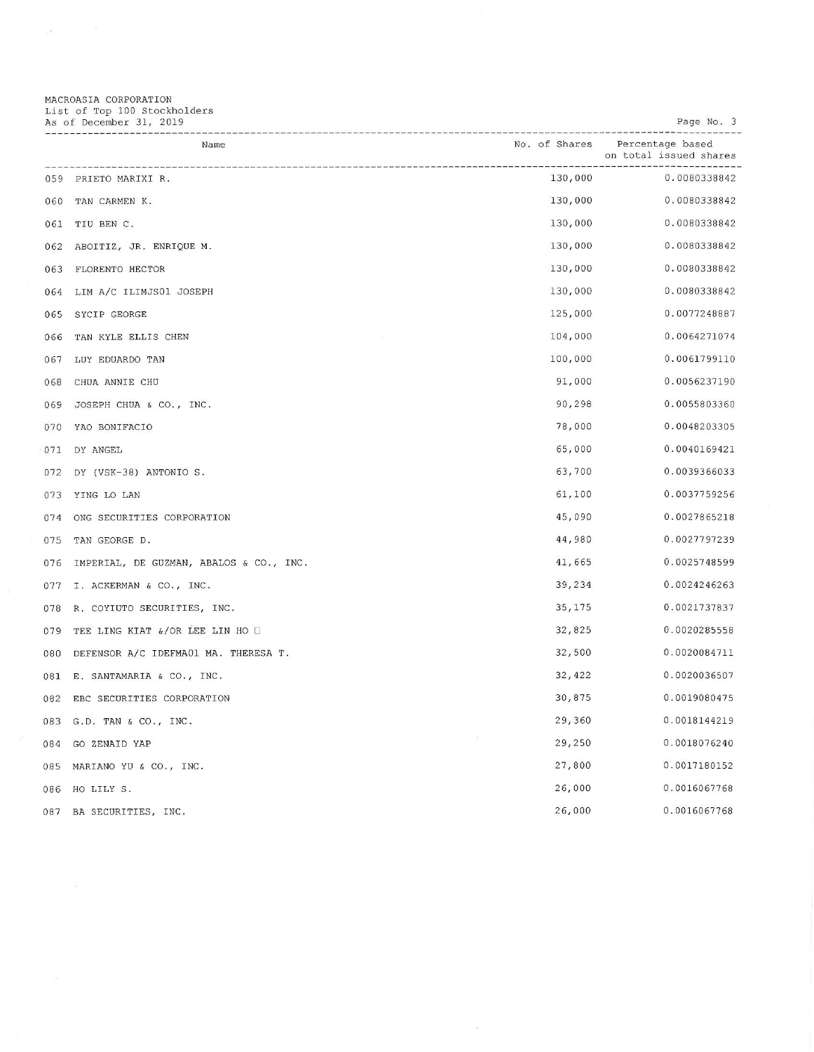MACROASIA CORPORATION
List of Top 100 Stockholders
As of December 31, 2019

| | Name | No. of Shares | Percentage based on total issued shares |
|---|---|---|---|
| 059 | PRIETO MARIXI R. | 130,000 | 0.0080338842 |
| 060 | TAN CARMEN K. | 130,000 | 0.0080338842 |
| 061 | TIU BEN C. | 130,000 | 0.0080338842 |
| 062 | ABOITIZ, JR. ENRIQUE M. | 130,000 | 0.0080338842 |
| 063 | FLORENTO HECTOR | 130,000 | 0.0080338842 |
| 064 | LIM A/C ILIMJS01 JOSEPH | 130,000 | 0.0080338842 |
| 065 | SYCIP GEORGE | 125,000 | 0.0077248887 |
| 066 | TAN KYLE ELLIS CHEN | 104,000 | 0.0064271074 |
| 067 | LUY EDUARDO TAN | 100,000 | 0.0061799110 |
| 068 | CHUA ANNIE CHU | 91,000 | 0.0056237190 |
| 069 | JOSEPH CHUA & CO., INC. | 90,298 | 0.0055803360 |
| 070 | YAO BONIFACIO | 78,000 | 0.0048203305 |
| 071 | DY ANGEL | 65,000 | 0.0040169421 |
| 072 | DY (VSK-38) ANTONIO S. | 63,700 | 0.0039366033 |
| 073 | YING LO LAN | 61,100 | 0.0037759256 |
| 074 | ONG SECURITIES CORPORATION | 45,090 | 0.0027865218 |
| 075 | TAN GEORGE D. | 44,980 | 0.0027797239 |
| 076 | IMPERIAL, DE GUZMAN, ABALOS & CO., INC. | 41,665 | 0.0025748599 |
| 077 | I. ACKERMAN & CO., INC. | 39,234 | 0.0024246263 |
| 078 | R. COYIUTO SECURITIES, INC. | 35,175 | 0.0021737837 |
| 079 | TEE LING KIAT &/OR LEE LIN HO | 32,825 | 0.0020285558 |
| 080 | DEFENSOR A/C IDEFMA01 MA. THERESA T. | 32,500 | 0.0020084711 |
| 081 | E. SANTAMARIA & CO., INC. | 32,422 | 0.0020036507 |
| 082 | EBC SECURITIES CORPORATION | 30,875 | 0.0019080475 |
| 083 | G.D. TAN & CO., INC. | 29,360 | 0.0018144219 |
| 084 | GO ZENAID YAP | 29,250 | 0.0018076240 |
| 085 | MARIANO YU & CO., INC. | 27,800 | 0.0017180152 |
| 086 | HO LILY S. | 26,000 | 0.0016067768 |
| 087 | BA SECURITIES, INC. | 26,000 | 0.0016067768 |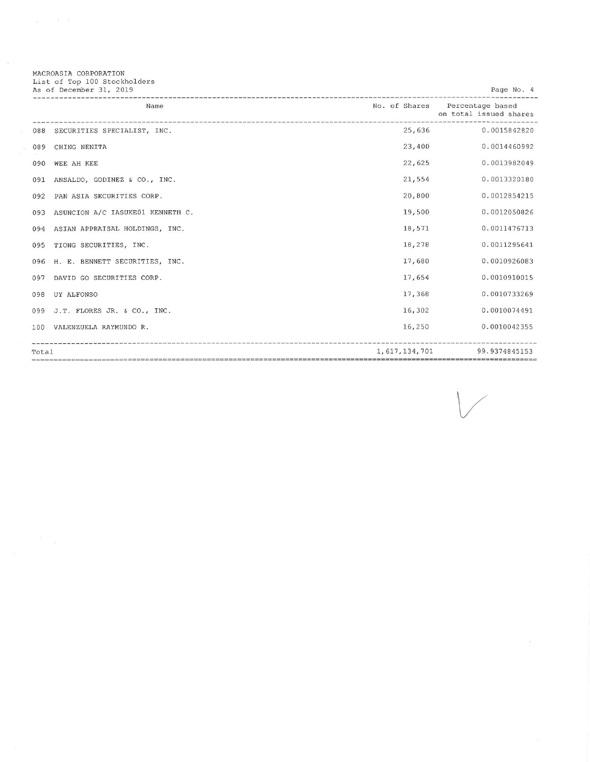MACROASIA CORPORATION
List of Top 100 Stockholders
As of December 31, 2019

| | Name | No. of Shares | Percentage based on total issued shares |
|---|---|---|---|
| 088 | SECURITIES SPECIALIST, INC. | 25,636 | 0.0015842820 |
| 089 | CHING NENITA | 23,400 | 0.0014460992 |
| 090 | WEE AH KEE | 22,625 | 0.0013982049 |
| 091 | ANSALDO, GODINEZ & CO., INC. | 21,554 | 0.0013320180 |
| 092 | PAN ASIA SECURITIES CORP. | 20,800 | 0.0012854215 |
| 093 | ASUNCION A/C IASUKE01 KENNETH C. | 19,500 | 0.0012050826 |
| 094 | ASIAN APPRAISAL HOLDINGS, INC. | 18,571 | 0.0011476713 |
| 095 | TIONG SECURITIES, INC. | 18,278 | 0.0011295641 |
| 096 | H. E. BENNETT SECURITIES, INC. | 17,680 | 0.0010926083 |
| 097 | DAVID GO SECURITIES CORP. | 17,654 | 0.0010910015 |
| 098 | UY ALFONSO | 17,368 | 0.0010733269 |
| 099 | J.T. FLORES JR. & CO., INC. | 16,302 | 0.0010074491 |
| 100 | VALENZUELA RAYMUNDO R. | 16,250 | 0.0010042355 |
| Total | | 1,617,134,701 | 99.9374845153 |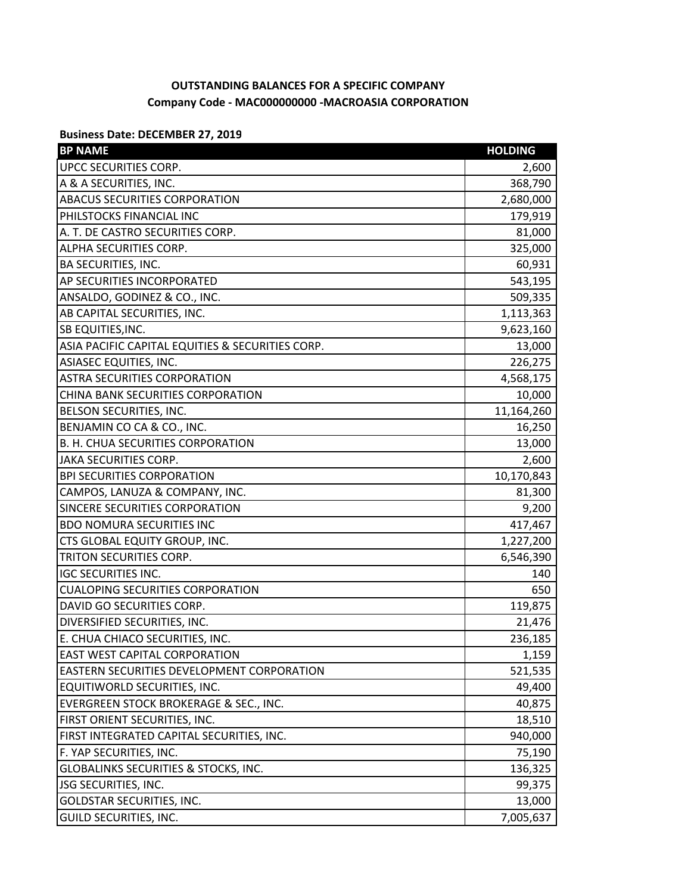**OUTSTANDING BALANCES FOR A SPECIFIC COMPANY**
**Company Code - MAC000000000 -MACROASIA CORPORATION**

**Business Date: DECEMBER 27, 2019**

| BP NAME | HOLDING |
|---|---:|
| UPCC SECURITIES CORP. | 2,600 |
| A & A SECURITIES, INC. | 368,790 |
| ABACUS SECURITIES CORPORATION | 2,680,000 |
| PHILSTOCKS FINANCIAL INC | 179,919 |
| A. T. DE CASTRO SECURITIES CORP. | 81,000 |
| ALPHA SECURITIES CORP. | 325,000 |
| BA SECURITIES, INC. | 60,931 |
| AP SECURITIES INCORPORATED | 543,195 |
| ANSALDO, GODINEZ & CO., INC. | 509,335 |
| AB CAPITAL SECURITIES, INC. | 1,113,363 |
| SB EQUITIES,INC. | 9,623,160 |
| ASIA PACIFIC CAPITAL EQUITIES & SECURITIES CORP. | 13,000 |
| ASIASEC EQUITIES, INC. | 226,275 |
| ASTRA SECURITIES CORPORATION | 4,568,175 |
| CHINA BANK SECURITIES CORPORATION | 10,000 |
| BELSON SECURITIES, INC. | 11,164,260 |
| BENJAMIN CO CA & CO., INC. | 16,250 |
| B. H. CHUA SECURITIES CORPORATION | 13,000 |
| JAKA SECURITIES CORP. | 2,600 |
| BPI SECURITIES CORPORATION | 10,170,843 |
| CAMPOS, LANUZA & COMPANY, INC. | 81,300 |
| SINCERE SECURITIES CORPORATION | 9,200 |
| BDO NOMURA SECURITIES INC | 417,467 |
| CTS GLOBAL EQUITY GROUP, INC. | 1,227,200 |
| TRITON SECURITIES CORP. | 6,546,390 |
| IGC SECURITIES INC. | 140 |
| CUALOPING SECURITIES CORPORATION | 650 |
| DAVID GO SECURITIES CORP. | 119,875 |
| DIVERSIFIED SECURITIES, INC. | 21,476 |
| E. CHUA CHIACO SECURITIES, INC. | 236,185 |
| EAST WEST CAPITAL CORPORATION | 1,159 |
| EASTERN SECURITIES DEVELOPMENT CORPORATION | 521,535 |
| EQUITIWORLD SECURITIES, INC. | 49,400 |
| EVERGREEN STOCK BROKERAGE & SEC., INC. | 40,875 |
| FIRST ORIENT SECURITIES, INC. | 18,510 |
| FIRST INTEGRATED CAPITAL SECURITIES, INC. | 940,000 |
| F. YAP SECURITIES, INC. | 75,190 |
| GLOBALINKS SECURITIES & STOCKS, INC. | 136,325 |
| JSG SECURITIES, INC. | 99,375 |
| GOLDSTAR SECURITIES, INC. | 13,000 |
| GUILD SECURITIES, INC. | 7,005,637 |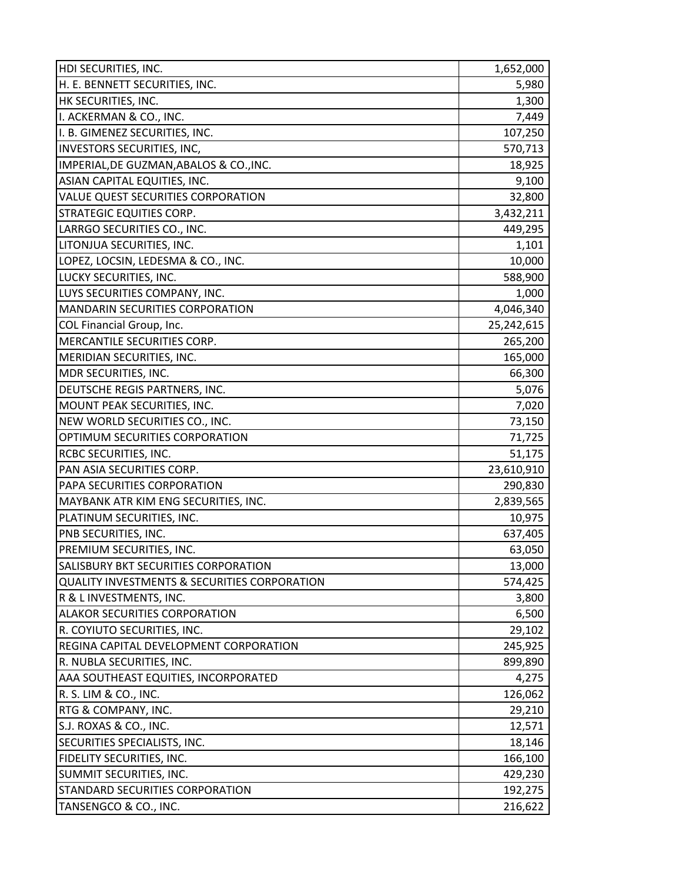| | |
|---|---|
| HDI SECURITIES, INC. | 1,652,000 |
| H. E. BENNETT SECURITIES, INC. | 5,980 |
| HK SECURITIES, INC. | 1,300 |
| I. ACKERMAN & CO., INC. | 7,449 |
| I. B. GIMENEZ SECURITIES, INC. | 107,250 |
| INVESTORS SECURITIES, INC, | 570,713 |
| IMPERIAL,DE GUZMAN,ABALOS & CO.,INC. | 18,925 |
| ASIAN CAPITAL EQUITIES, INC. | 9,100 |
| VALUE QUEST SECURITIES CORPORATION | 32,800 |
| STRATEGIC EQUITIES CORP. | 3,432,211 |
| LARRGO SECURITIES CO., INC. | 449,295 |
| LITONJUA SECURITIES, INC. | 1,101 |
| LOPEZ, LOCSIN, LEDESMA & CO., INC. | 10,000 |
| LUCKY SECURITIES, INC. | 588,900 |
| LUYS SECURITIES COMPANY, INC. | 1,000 |
| MANDARIN SECURITIES CORPORATION | 4,046,340 |
| COL Financial Group, Inc. | 25,242,615 |
| MERCANTILE SECURITIES CORP. | 265,200 |
| MERIDIAN SECURITIES, INC. | 165,000 |
| MDR SECURITIES, INC. | 66,300 |
| DEUTSCHE REGIS PARTNERS, INC. | 5,076 |
| MOUNT PEAK SECURITIES, INC. | 7,020 |
| NEW WORLD SECURITIES CO., INC. | 73,150 |
| OPTIMUM SECURITIES CORPORATION | 71,725 |
| RCBC SECURITIES, INC. | 51,175 |
| PAN ASIA SECURITIES CORP. | 23,610,910 |
| PAPA SECURITIES CORPORATION | 290,830 |
| MAYBANK ATR KIM ENG SECURITIES, INC. | 2,839,565 |
| PLATINUM SECURITIES, INC. | 10,975 |
| PNB SECURITIES, INC. | 637,405 |
| PREMIUM SECURITIES, INC. | 63,050 |
| SALISBURY BKT SECURITIES CORPORATION | 13,000 |
| QUALITY INVESTMENTS & SECURITIES CORPORATION | 574,425 |
| R & L INVESTMENTS, INC. | 3,800 |
| ALAKOR SECURITIES CORPORATION | 6,500 |
| R. COYIUTO SECURITIES, INC. | 29,102 |
| REGINA CAPITAL DEVELOPMENT CORPORATION | 245,925 |
| R. NUBLA SECURITIES, INC. | 899,890 |
| AAA SOUTHEAST EQUITIES, INCORPORATED | 4,275 |
| R. S. LIM & CO., INC. | 126,062 |
| RTG & COMPANY, INC. | 29,210 |
| S.J. ROXAS & CO., INC. | 12,571 |
| SECURITIES SPECIALISTS, INC. | 18,146 |
| FIDELITY SECURITIES, INC. | 166,100 |
| SUMMIT SECURITIES, INC. | 429,230 |
| STANDARD SECURITIES CORPORATION | 192,275 |
| TANSENGCO & CO., INC. | 216,622 |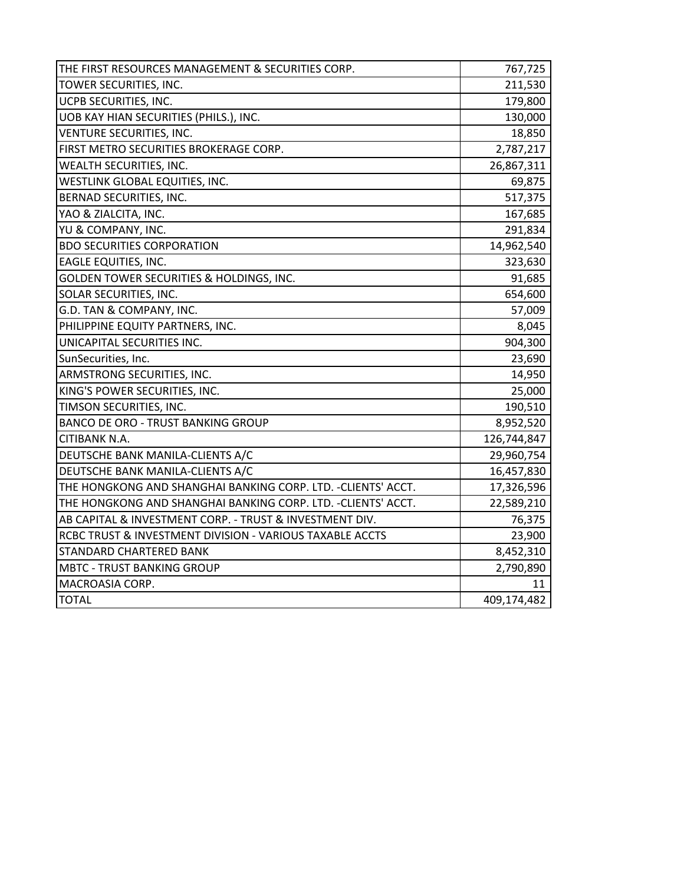| | |
|---|---|
| THE FIRST RESOURCES MANAGEMENT & SECURITIES CORP. | 767,725 |
| TOWER SECURITIES, INC. | 211,530 |
| UCPB SECURITIES, INC. | 179,800 |
| UOB KAY HIAN SECURITIES (PHILS.), INC. | 130,000 |
| VENTURE SECURITIES, INC. | 18,850 |
| FIRST METRO SECURITIES BROKERAGE CORP. | 2,787,217 |
| WEALTH SECURITIES, INC. | 26,867,311 |
| WESTLINK GLOBAL EQUITIES, INC. | 69,875 |
| BERNAD SECURITIES, INC. | 517,375 |
| YAO & ZIALCITA, INC. | 167,685 |
| YU & COMPANY, INC. | 291,834 |
| BDO SECURITIES CORPORATION | 14,962,540 |
| EAGLE EQUITIES, INC. | 323,630 |
| GOLDEN TOWER SECURITIES & HOLDINGS, INC. | 91,685 |
| SOLAR SECURITIES, INC. | 654,600 |
| G.D. TAN & COMPANY, INC. | 57,009 |
| PHILIPPINE EQUITY PARTNERS, INC. | 8,045 |
| UNICAPITAL SECURITIES INC. | 904,300 |
| SunSecurities, Inc. | 23,690 |
| ARMSTRONG SECURITIES, INC. | 14,950 |
| KING'S POWER SECURITIES, INC. | 25,000 |
| TIMSON SECURITIES, INC. | 190,510 |
| BANCO DE ORO - TRUST BANKING GROUP | 8,952,520 |
| CITIBANK N.A. | 126,744,847 |
| DEUTSCHE BANK MANILA-CLIENTS A/C | 29,960,754 |
| DEUTSCHE BANK MANILA-CLIENTS A/C | 16,457,830 |
| THE HONGKONG AND SHANGHAI BANKING CORP. LTD. -CLIENTS' ACCT. | 17,326,596 |
| THE HONGKONG AND SHANGHAI BANKING CORP. LTD. -CLIENTS' ACCT. | 22,589,210 |
| AB CAPITAL & INVESTMENT CORP. - TRUST & INVESTMENT DIV. | 76,375 |
| RCBC TRUST & INVESTMENT DIVISION - VARIOUS TAXABLE ACCTS | 23,900 |
| STANDARD CHARTERED BANK | 8,452,310 |
| MBTC - TRUST BANKING GROUP | 2,790,890 |
| MACROASIA CORP. | 11 |
| TOTAL | 409,174,482 |